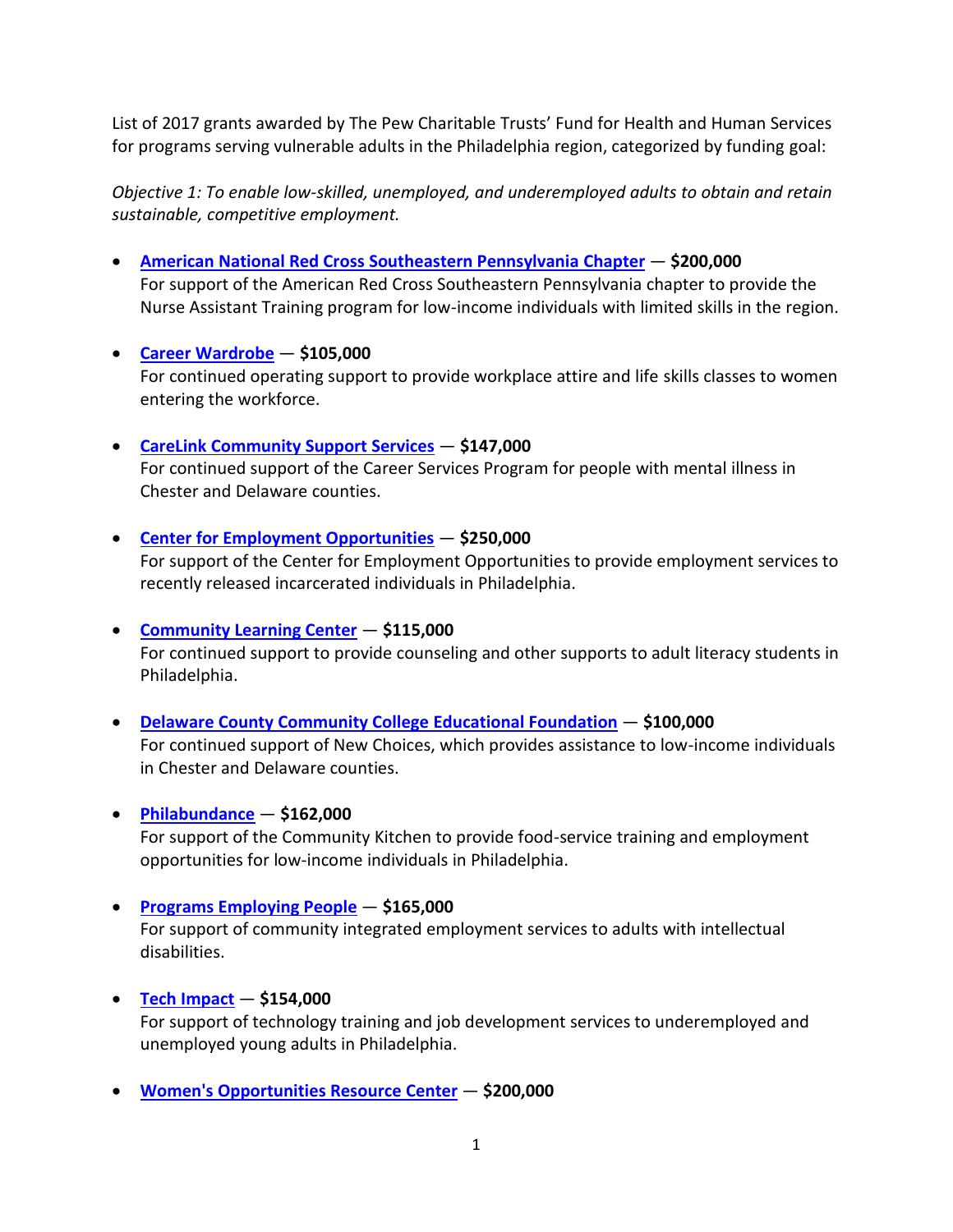List of 2017 grants awarded by The Pew Charitable Trusts' Fund for Health and Human Services for programs serving vulnerable adults in the Philadelphia region, categorized by funding goal:

*Objective 1: To enable low-skilled, unemployed, and underemployed adults to obtain and retain sustainable, competitive employment.*

- **American National Red Cross Southeastern Pennsylvania Chapter** — **$200,000**
  For support of the American Red Cross Southeastern Pennsylvania chapter to provide the Nurse Assistant Training program for low-income individuals with limited skills in the region.

- **Career Wardrobe** — **$105,000**
  For continued operating support to provide workplace attire and life skills classes to women entering the workforce.

- **CareLink Community Support Services** — **$147,000**
  For continued support of the Career Services Program for people with mental illness in Chester and Delaware counties.

- **Center for Employment Opportunities** — **$250,000**
  For support of the Center for Employment Opportunities to provide employment services to recently released incarcerated individuals in Philadelphia.

- **Community Learning Center** — **$115,000**
  For continued support to provide counseling and other supports to adult literacy students in Philadelphia.

- **Delaware County Community College Educational Foundation** — **$100,000**
  For continued support of New Choices, which provides assistance to low-income individuals in Chester and Delaware counties.

- **Philabundance** — **$162,000**
  For support of the Community Kitchen to provide food-service training and employment opportunities for low-income individuals in Philadelphia.

- **Programs Employing People** — **$165,000**
  For support of community integrated employment services to adults with intellectual disabilities.

- **Tech Impact** — **$154,000**
  For support of technology training and job development services to underemployed and unemployed young adults in Philadelphia.

- **Women's Opportunities Resource Center** — **$200,000**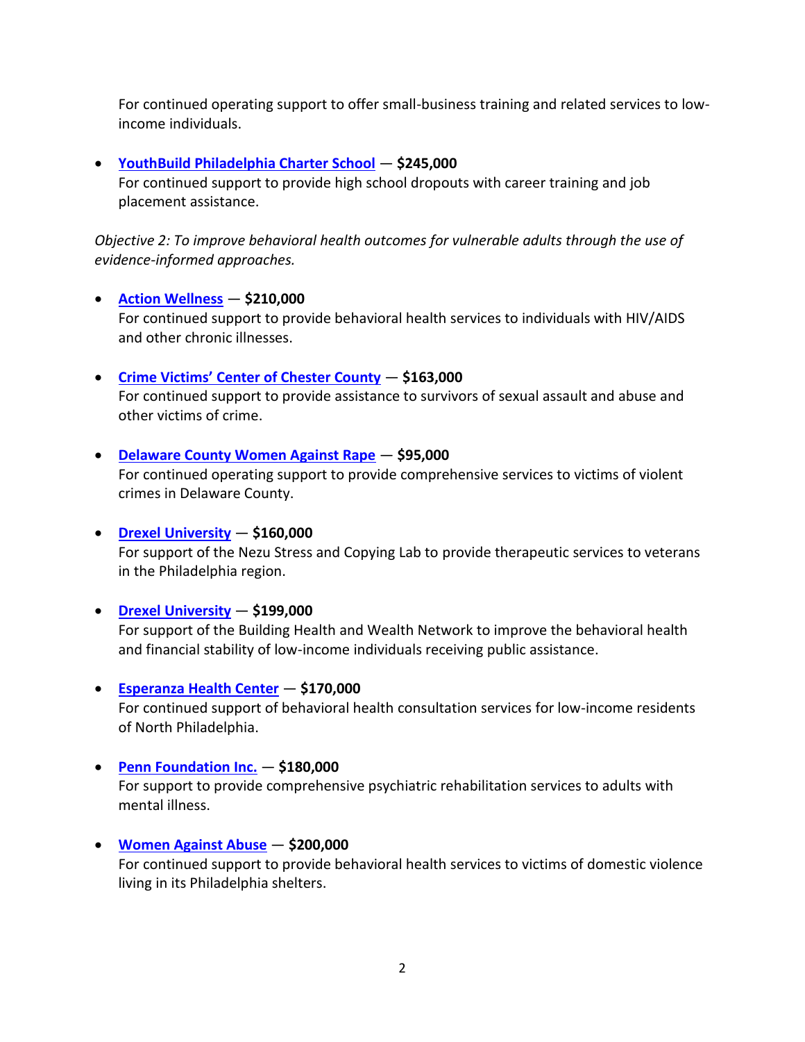For continued operating support to offer small-business training and related services to low-income individuals.

- **YouthBuild Philadelphia Charter School — $245,000**
  For continued support to provide high school dropouts with career training and job placement assistance.

*Objective 2: To improve behavioral health outcomes for vulnerable adults through the use of evidence-informed approaches.*

- **Action Wellness — $210,000**
  For continued support to provide behavioral health services to individuals with HIV/AIDS and other chronic illnesses.

- **Crime Victims' Center of Chester County — $163,000**
  For continued support to provide assistance to survivors of sexual assault and abuse and other victims of crime.

- **Delaware County Women Against Rape — $95,000**
  For continued operating support to provide comprehensive services to victims of violent crimes in Delaware County.

- **Drexel University — $160,000**
  For support of the Nezu Stress and Copying Lab to provide therapeutic services to veterans in the Philadelphia region.

- **Drexel University — $199,000**
  For support of the Building Health and Wealth Network to improve the behavioral health and financial stability of low-income individuals receiving public assistance.

- **Esperanza Health Center — $170,000**
  For continued support of behavioral health consultation services for low-income residents of North Philadelphia.

- **Penn Foundation Inc. — $180,000**
  For support to provide comprehensive psychiatric rehabilitation services to adults with mental illness.

- **Women Against Abuse — $200,000**
  For continued support to provide behavioral health services to victims of domestic violence living in its Philadelphia shelters.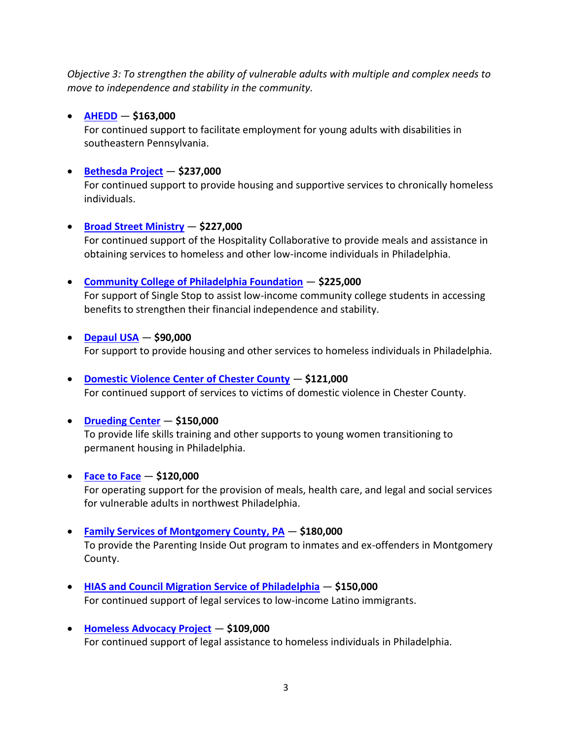*Objective 3: To strengthen the ability of vulnerable adults with multiple and complex needs to move to independence and stability in the community.*

- **AHEDD — $163,000**
  For continued support to facilitate employment for young adults with disabilities in southeastern Pennsylvania.

- **Bethesda Project — $237,000**
  For continued support to provide housing and supportive services to chronically homeless individuals.

- **Broad Street Ministry — $227,000**
  For continued support of the Hospitality Collaborative to provide meals and assistance in obtaining services to homeless and other low-income individuals in Philadelphia.

- **Community College of Philadelphia Foundation — $225,000**
  For support of Single Stop to assist low-income community college students in accessing benefits to strengthen their financial independence and stability.

- **Depaul USA — $90,000**
  For support to provide housing and other services to homeless individuals in Philadelphia.

- **Domestic Violence Center of Chester County — $121,000**
  For continued support of services to victims of domestic violence in Chester County.

- **Drueding Center — $150,000**
  To provide life skills training and other supports to young women transitioning to permanent housing in Philadelphia.

- **Face to Face — $120,000**
  For operating support for the provision of meals, health care, and legal and social services for vulnerable adults in northwest Philadelphia.

- **Family Services of Montgomery County, PA — $180,000**
  To provide the Parenting Inside Out program to inmates and ex-offenders in Montgomery County.

- **HIAS and Council Migration Service of Philadelphia — $150,000**
  For continued support of legal services to low-income Latino immigrants.

- **Homeless Advocacy Project — $109,000**
  For continued support of legal assistance to homeless individuals in Philadelphia.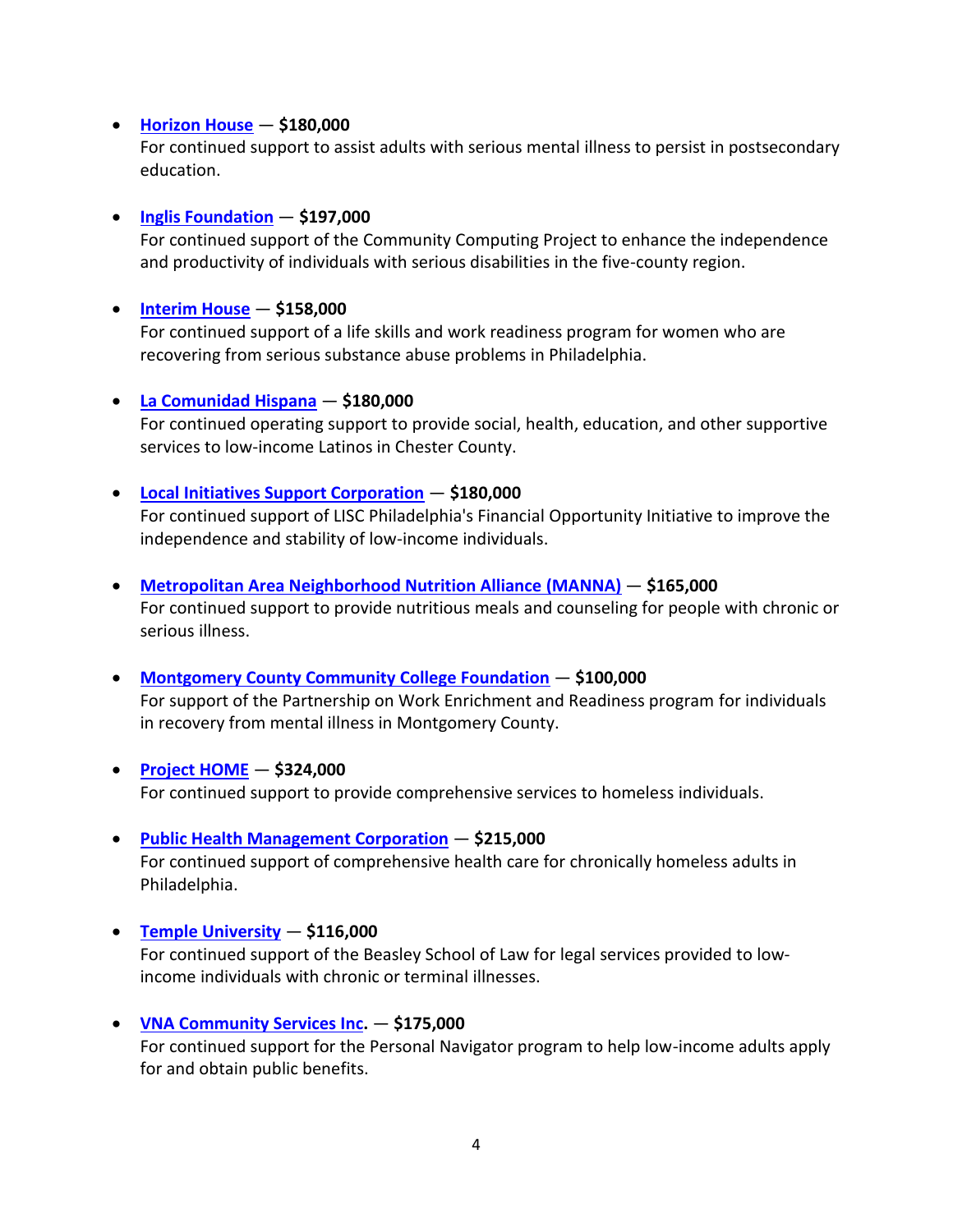- **Horizon House** — **$180,000**
  For continued support to assist adults with serious mental illness to persist in postsecondary education.

- **Inglis Foundation** — **$197,000**
  For continued support of the Community Computing Project to enhance the independence and productivity of individuals with serious disabilities in the five-county region.

- **Interim House** — **$158,000**
  For continued support of a life skills and work readiness program for women who are recovering from serious substance abuse problems in Philadelphia.

- **La Comunidad Hispana** — **$180,000**
  For continued operating support to provide social, health, education, and other supportive services to low-income Latinos in Chester County.

- **Local Initiatives Support Corporation** — **$180,000**
  For continued support of LISC Philadelphia's Financial Opportunity Initiative to improve the independence and stability of low-income individuals.

- **Metropolitan Area Neighborhood Nutrition Alliance (MANNA)** — **$165,000**
  For continued support to provide nutritious meals and counseling for people with chronic or serious illness.

- **Montgomery County Community College Foundation** — **$100,000**
  For support of the Partnership on Work Enrichment and Readiness program for individuals in recovery from mental illness in Montgomery County.

- **Project HOME** — **$324,000**
  For continued support to provide comprehensive services to homeless individuals.

- **Public Health Management Corporation** — **$215,000**
  For continued support of comprehensive health care for chronically homeless adults in Philadelphia.

- **Temple University** — **$116,000**
  For continued support of the Beasley School of Law for legal services provided to low-income individuals with chronic or terminal illnesses.

- **VNA Community Services Inc.** — **$175,000**
  For continued support for the Personal Navigator program to help low-income adults apply for and obtain public benefits.